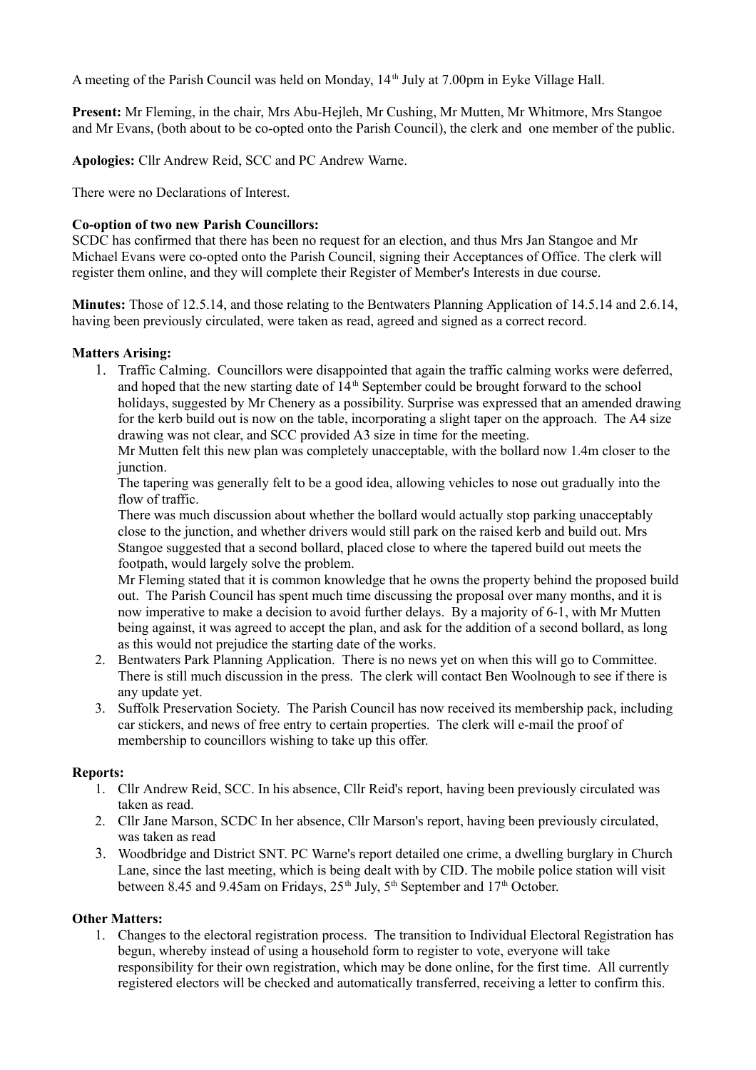A meeting of the Parish Council was held on Monday, 14th July at 7.00pm in Eyke Village Hall.

**Present:** Mr Fleming, in the chair, Mrs Abu-Hejleh, Mr Cushing, Mr Mutten, Mr Whitmore, Mrs Stangoe and Mr Evans, (both about to be co-opted onto the Parish Council), the clerk and one member of the public.

**Apologies:** Cllr Andrew Reid, SCC and PC Andrew Warne.

There were no Declarations of Interest.

**Co-option of two new Parish Councillors:**
SCDC has confirmed that there has been no request for an election, and thus Mrs Jan Stangoe and Mr Michael Evans were co-opted onto the Parish Council, signing their Acceptances of Office. The clerk will register them online, and they will complete their Register of Member's Interests in due course.

**Minutes:** Those of 12.5.14, and those relating to the Bentwaters Planning Application of 14.5.14 and 2.6.14, having been previously circulated, were taken as read, agreed and signed as a correct record.

**Matters Arising:**

1. Traffic Calming. Councillors were disappointed that again the traffic calming works were deferred, and hoped that the new starting date of 14th September could be brought forward to the school holidays, suggested by Mr Chenery as a possibility. Surprise was expressed that an amended drawing for the kerb build out is now on the table, incorporating a slight taper on the approach. The A4 size drawing was not clear, and SCC provided A3 size in time for the meeting.
   Mr Mutten felt this new plan was completely unacceptable, with the bollard now 1.4m closer to the junction.
   The tapering was generally felt to be a good idea, allowing vehicles to nose out gradually into the flow of traffic.
   There was much discussion about whether the bollard would actually stop parking unacceptably close to the junction, and whether drivers would still park on the raised kerb and build out. Mrs Stangoe suggested that a second bollard, placed close to where the tapered build out meets the footpath, would largely solve the problem.
   Mr Fleming stated that it is common knowledge that he owns the property behind the proposed build out. The Parish Council has spent much time discussing the proposal over many months, and it is now imperative to make a decision to avoid further delays. By a majority of 6-1, with Mr Mutten being against, it was agreed to accept the plan, and ask for the addition of a second bollard, as long as this would not prejudice the starting date of the works.
2. Bentwaters Park Planning Application. There is no news yet on when this will go to Committee. There is still much discussion in the press. The clerk will contact Ben Woolnough to see if there is any update yet.
3. Suffolk Preservation Society. The Parish Council has now received its membership pack, including car stickers, and news of free entry to certain properties. The clerk will e-mail the proof of membership to councillors wishing to take up this offer.

**Reports:**

1. Cllr Andrew Reid, SCC. In his absence, Cllr Reid's report, having been previously circulated was taken as read.
2. Cllr Jane Marson, SCDC In her absence, Cllr Marson's report, having been previously circulated, was taken as read
3. Woodbridge and District SNT. PC Warne's report detailed one crime, a dwelling burglary in Church Lane, since the last meeting, which is being dealt with by CID. The mobile police station will visit between 8.45 and 9.45am on Fridays, 25th July, 5th September and 17th October.

**Other Matters:**

1. Changes to the electoral registration process. The transition to Individual Electoral Registration has begun, whereby instead of using a household form to register to vote, everyone will take responsibility for their own registration, which may be done online, for the first time. All currently registered electors will be checked and automatically transferred, receiving a letter to confirm this.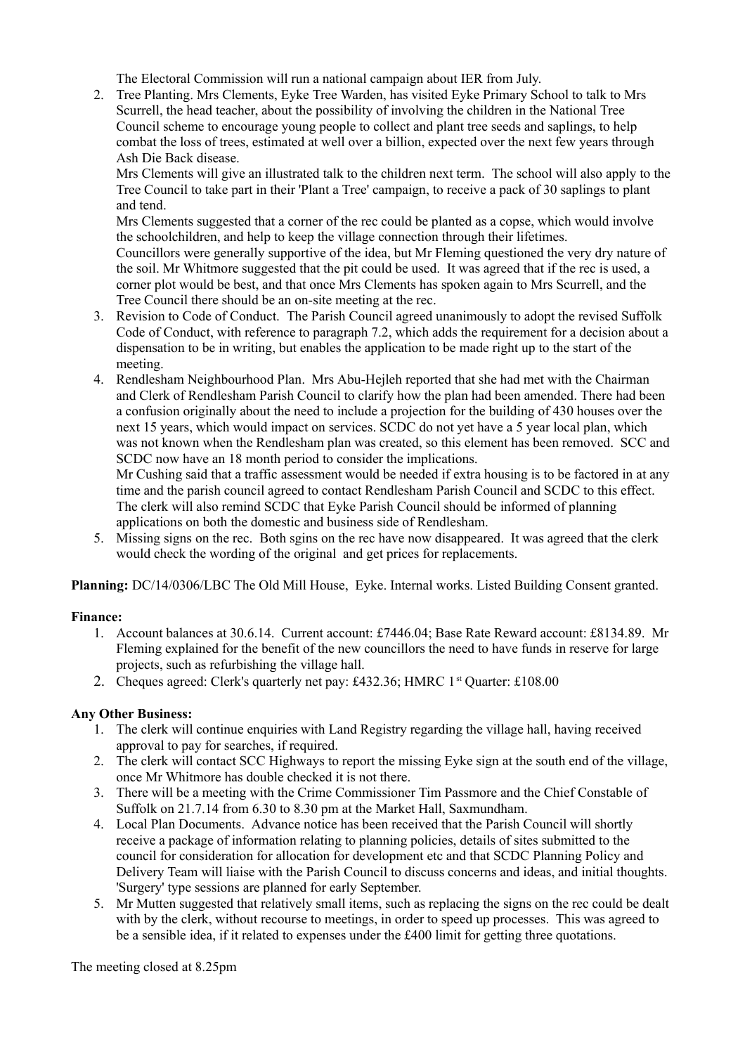The Electoral Commission will run a national campaign about IER from July.

2. Tree Planting. Mrs Clements, Eyke Tree Warden, has visited Eyke Primary School to talk to Mrs Scurrell, the head teacher, about the possibility of involving the children in the National Tree Council scheme to encourage young people to collect and plant tree seeds and saplings, to help combat the loss of trees, estimated at well over a billion, expected over the next few years through Ash Die Back disease.
   Mrs Clements will give an illustrated talk to the children next term. The school will also apply to the Tree Council to take part in their 'Plant a Tree' campaign, to receive a pack of 30 saplings to plant and tend.
   Mrs Clements suggested that a corner of the rec could be planted as a copse, which would involve the schoolchildren, and help to keep the village connection through their lifetimes.
   Councillors were generally supportive of the idea, but Mr Fleming questioned the very dry nature of the soil. Mr Whitmore suggested that the pit could be used. It was agreed that if the rec is used, a corner plot would be best, and that once Mrs Clements has spoken again to Mrs Scurrell, and the Tree Council there should be an on-site meeting at the rec.
3. Revision to Code of Conduct. The Parish Council agreed unanimously to adopt the revised Suffolk Code of Conduct, with reference to paragraph 7.2, which adds the requirement for a decision about a dispensation to be in writing, but enables the application to be made right up to the start of the meeting.
4. Rendlesham Neighbourhood Plan. Mrs Abu-Hejleh reported that she had met with the Chairman and Clerk of Rendlesham Parish Council to clarify how the plan had been amended. There had been a confusion originally about the need to include a projection for the building of 430 houses over the next 15 years, which would impact on services. SCDC do not yet have a 5 year local plan, which was not known when the Rendlesham plan was created, so this element has been removed. SCC and SCDC now have an 18 month period to consider the implications.
   Mr Cushing said that a traffic assessment would be needed if extra housing is to be factored in at any time and the parish council agreed to contact Rendlesham Parish Council and SCDC to this effect. The clerk will also remind SCDC that Eyke Parish Council should be informed of planning applications on both the domestic and business side of Rendlesham.
5. Missing signs on the rec. Both sgins on the rec have now disappeared. It was agreed that the clerk would check the wording of the original and get prices for replacements.

**Planning:** DC/14/0306/LBC The Old Mill House, Eyke. Internal works. Listed Building Consent granted.

**Finance:**

1. Account balances at 30.6.14. Current account: £7446.04; Base Rate Reward account: £8134.89. Mr Fleming explained for the benefit of the new councillors the need to have funds in reserve for large projects, such as refurbishing the village hall.
2. Cheques agreed: Clerk's quarterly net pay: £432.36; HMRC 1st Quarter: £108.00

**Any Other Business:**

1. The clerk will continue enquiries with Land Registry regarding the village hall, having received approval to pay for searches, if required.
2. The clerk will contact SCC Highways to report the missing Eyke sign at the south end of the village, once Mr Whitmore has double checked it is not there.
3. There will be a meeting with the Crime Commissioner Tim Passmore and the Chief Constable of Suffolk on 21.7.14 from 6.30 to 8.30 pm at the Market Hall, Saxmundham.
4. Local Plan Documents. Advance notice has been received that the Parish Council will shortly receive a package of information relating to planning policies, details of sites submitted to the council for consideration for allocation for development etc and that SCDC Planning Policy and Delivery Team will liaise with the Parish Council to discuss concerns and ideas, and initial thoughts. 'Surgery' type sessions are planned for early September.
5. Mr Mutten suggested that relatively small items, such as replacing the signs on the rec could be dealt with by the clerk, without recourse to meetings, in order to speed up processes. This was agreed to be a sensible idea, if it related to expenses under the £400 limit for getting three quotations.

The meeting closed at 8.25pm